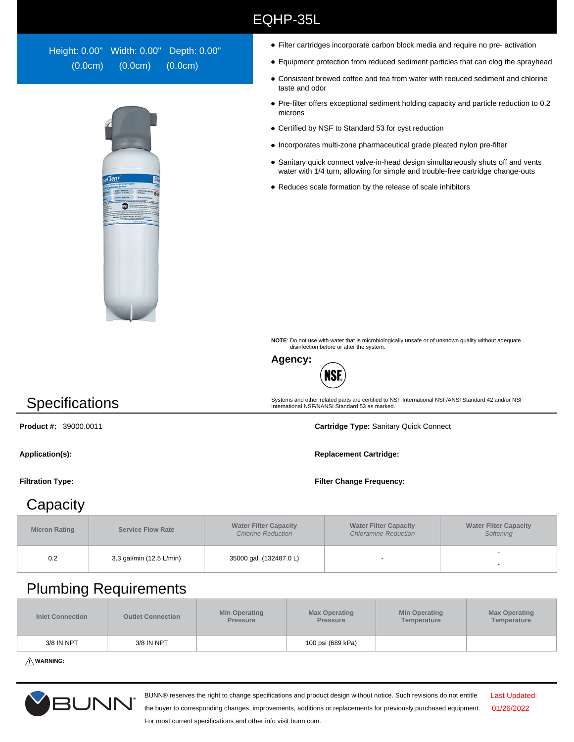# EQHP-35L

Height: 0.00" Width: 0.00" Depth: 0.00"
(0.0cm) (0.0cm) (0.0cm)

- Filter cartridges incorporate carbon block media and require no pre- activation
- Equipment protection from reduced sediment particles that can clog the sprayhead
- Consistent brewed coffee and tea from water with reduced sediment and chlorine taste and odor
- Pre-filter offers exceptional sediment holding capacity and particle reduction to 0.2 microns
- Certified by NSF to Standard 53 for cyst reduction
- Incorporates multi-zone pharmaceutical grade pleated nylon pre-filter
- Sanitary quick connect valve-in-head design simultaneously shuts off and vents water with 1/4 turn, allowing for simple and trouble-free cartridge change-outs
- Reduces scale formation by the release of scale inhibitors

**NOTE**: Do not use with water that is microbiologically unsafe or of unknown quality without adequate disinfection before or after the system.

**Agency:**

Systems and other related parts are certified to NSF International NSF/ANSI Standard 42 and/or NSF International NSF/NANSI Standard 53 as marked.

## Specifications

**Product #:** 39000.0011

**Cartridge Type:** Sanitary Quick Connect

**Application(s):**

**Replacement Cartridge:**

**Filtration Type:**

**Filter Change Frequency:**

## Capacity

| Micron Rating | Service Flow Rate | Water Filter Capacity *Chlorine Reduction* | Water Filter Capacity *Chloramine Reduction* | Water Filter Capacity *Softening* |
|---|---|---|---|---|
| 0.2 | 3.3 gal/min (12.5 L/min) | 35000 gal. (132487.0 L) | - | - <br> - |

## Plumbing Requirements

| Inlet Connection | Outlet Connection | Min Operating Pressure | Max Operating Pressure | Min Operating Temperature | Max Operating Temperature |
|---|---|---|---|---|---|
| 3/8 IN NPT | 3/8 IN NPT | | 100 psi (689 kPa) | | |

⚠ **WARNING:**

BUNN® reserves the right to change specifications and product design without notice. Such revisions do not entitle the buyer to corresponding changes, improvements, additions or replacements for previously purchased equipment. For most current specifications and other info visit bunn.com.

Last Updated: 01/26/2022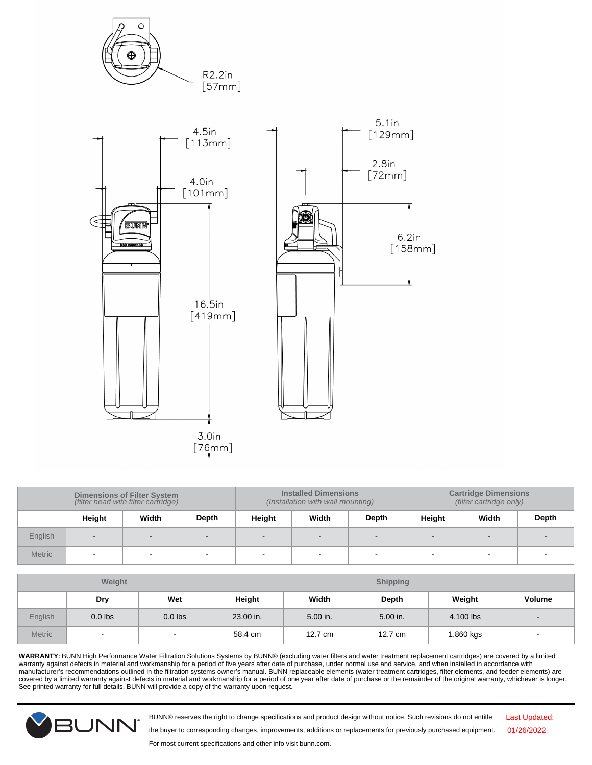R2.2in
[57mm]

4.5in
[113mm]

4.0in
[101mm]

16.5in
[419mm]

3.0in
[76mm]

5.1in
[129mm]

2.8in
[72mm]

6.2in
[158mm]

| | Dimensions of Filter System *(filter head with filter cartridge)* | | | Installed Dimensions *(Installation with wall mounting)* | | | Cartridge Dimensions *(filter cartridge only)* | | |
|---|---|---|---|---|---|---|---|---|---|
| | **Height** | **Width** | **Depth** | **Height** | **Width** | **Depth** | **Height** | **Width** | **Depth** |
| English | - | - | - | - | - | - | - | - | - |
| Metric | - | - | - | - | - | - | - | - | - |

| | Weight | | Shipping | | | | |
|---|---|---|---|---|---|---|---|
| | **Dry** | **Wet** | **Height** | **Width** | **Depth** | **Weight** | **Volume** |
| English | 0.0 lbs | 0.0 lbs | 23.00 in. | 5.00 in. | 5.00 in. | 4.100 lbs | - |
| Metric | - | - | 58.4 cm | 12.7 cm | 12.7 cm | 1.860 kgs | - |

**WARRANTY:** BUNN High Performance Water Filtration Solutions Systems by BUNN® (excluding water filters and water treatment replacement cartridges) are covered by a limited warranty against defects in material and workmanship for a period of five years after date of purchase, under normal use and service, and when installed in accordance with manufacturer's recommendations outlined in the filtration systems owner's manual. BUNN replaceable elements (water treatment cartridges, filter elements, and feeder elements) are covered by a limited warranty against defects in material and workmanship for a period of one year after date of purchase or the remainder of the original warranty, whichever is longer. See printed warranty for full details. BUNN will provide a copy of the warranty upon request.

BUNN® reserves the right to change specifications and product design without notice. Such revisions do not entitle the buyer to corresponding changes, improvements, additions or replacements for previously purchased equipment. For most current specifications and other info visit bunn.com.

Last Updated: 01/26/2022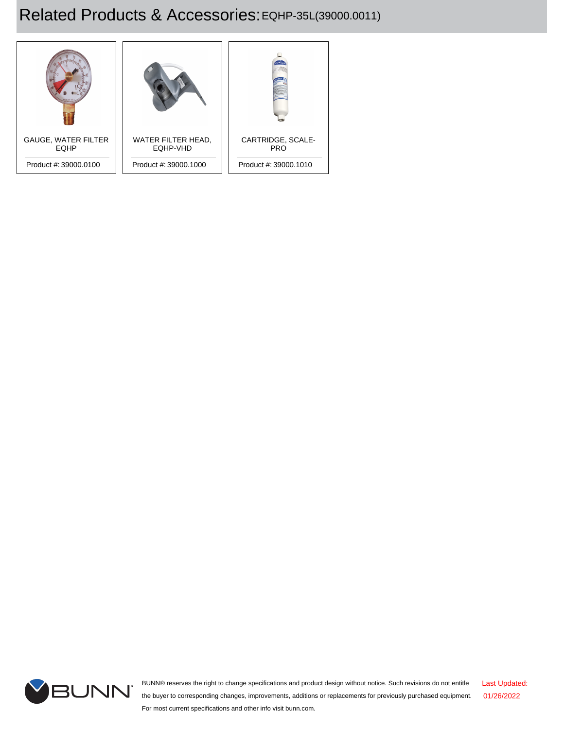# Related Products & Accessories: EQHP-35L(39000.0011)

| GAUGE, WATER FILTER EQHP | WATER FILTER HEAD, EQHP-VHD | CARTRIDGE, SCALE-PRO |
| --- | --- | --- |
| Product #: 39000.0100 | Product #: 39000.1000 | Product #: 39000.1010 |

BUNN® reserves the right to change specifications and product design without notice. Such revisions do not entitle the buyer to corresponding changes, improvements, additions or replacements for previously purchased equipment. For most current specifications and other info visit bunn.com.

Last Updated: 01/26/2022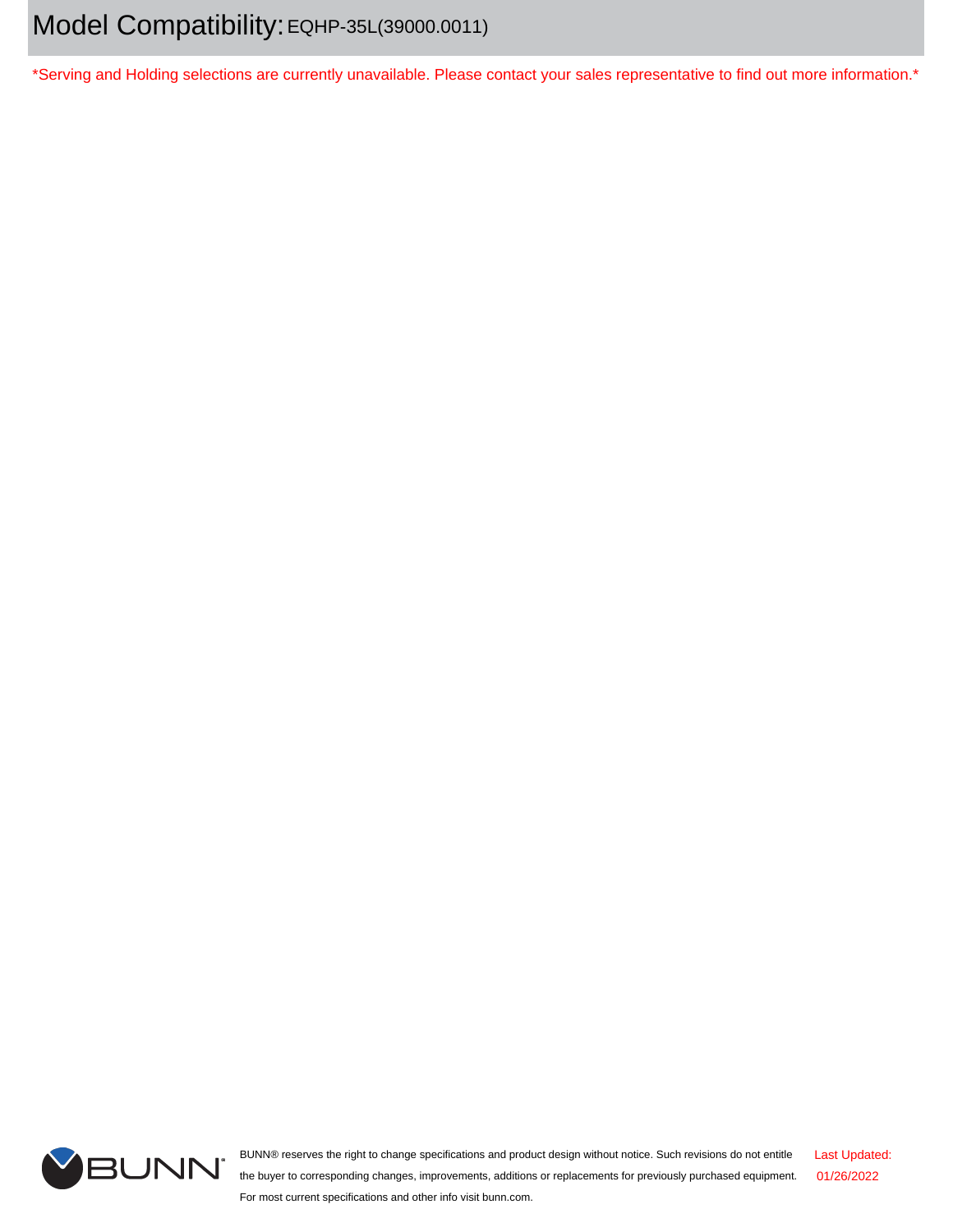# Model Compatibility: EQHP-35L(39000.0011)

*Serving and Holding selections are currently unavailable. Please contact your sales representative to find out more information.*

BUNN® reserves the right to change specifications and product design without notice. Such revisions do not entitle the buyer to corresponding changes, improvements, additions or replacements for previously purchased equipment. For most current specifications and other info visit bunn.com.

Last Updated: 01/26/2022